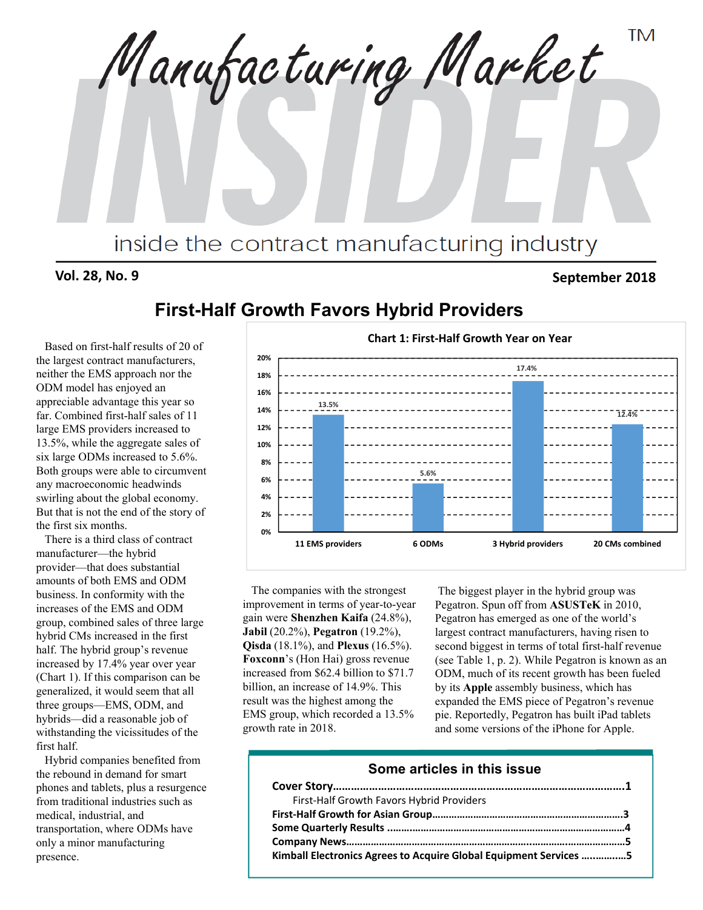# Manufacturing Market INSIDER™

inside the contract manufacturing industry

**Vol. 28, No. 9** **September 2018**

## First-Half Growth Favors Hybrid Providers

Based on first-half results of 20 of the largest contract manufacturers, neither the EMS approach nor the ODM model has enjoyed an appreciable advantage this year so far. Combined first-half sales of 11 large EMS providers increased to 13.5%, while the aggregate sales of six large ODMs increased to 5.6%. Both groups were able to circumvent any macroeconomic headwinds swirling about the global economy. But that is not the end of the story of the first six months.

There is a third class of contract manufacturer—the hybrid provider—that does substantial amounts of both EMS and ODM business. In conformity with the increases of the EMS and ODM group, combined sales of three large hybrid CMs increased in the first half. The hybrid group's revenue increased by 17.4% year over year (Chart 1). If this comparison can be generalized, it would seem that all three groups—EMS, ODM, and hybrids—did a reasonable job of withstanding the vicissitudes of the first half.

Hybrid companies benefited from the rebound in demand for smart phones and tablets, plus a resurgence from traditional industries such as medical, industrial, and transportation, where ODMs have only a minor manufacturing presence.

**Chart 1: First-Half Growth Year on Year**

| Group | Growth |
|---|---|
| 11 EMS providers | 13.5% |
| 6 ODMs | 5.6% |
| 3 Hybrid providers | 17.4% |
| 20 CMs combined | 12.4% |

The companies with the strongest improvement in terms of year-to-year gain were **Shenzhen Kaifa** (24.8%), **Jabil** (20.2%), **Pegatron** (19.2%), **Qisda** (18.1%), and **Plexus** (16.5%). **Foxconn**'s (Hon Hai) gross revenue increased from $62.4 billion to $71.7 billion, an increase of 14.9%. This result was the highest among the EMS group, which recorded a 13.5% growth rate in 2018.

The biggest player in the hybrid group was Pegatron. Spun off from **ASUSTeK** in 2010, Pegatron has emerged as one of the world's largest contract manufacturers, having risen to second biggest in terms of total first-half revenue (see Table 1, p. 2). While Pegatron is known as an ODM, much of its recent growth has been fueled by its **Apple** assembly business, which has expanded the EMS piece of Pegatron's revenue pie. Reportedly, Pegatron has built iPad tablets and some versions of the iPhone for Apple.

### Some articles in this issue

**Cover Story……………………………………………………………………………1**
First-Half Growth Favors Hybrid Providers
**First-Half Growth for Asian Group……………………………………………3**
**Some Quarterly Results …………………………………………………………4**
**Company News…………………………………………………………………………5**
**Kimball Electronics Agrees to Acquire Global Equipment Services ……………5**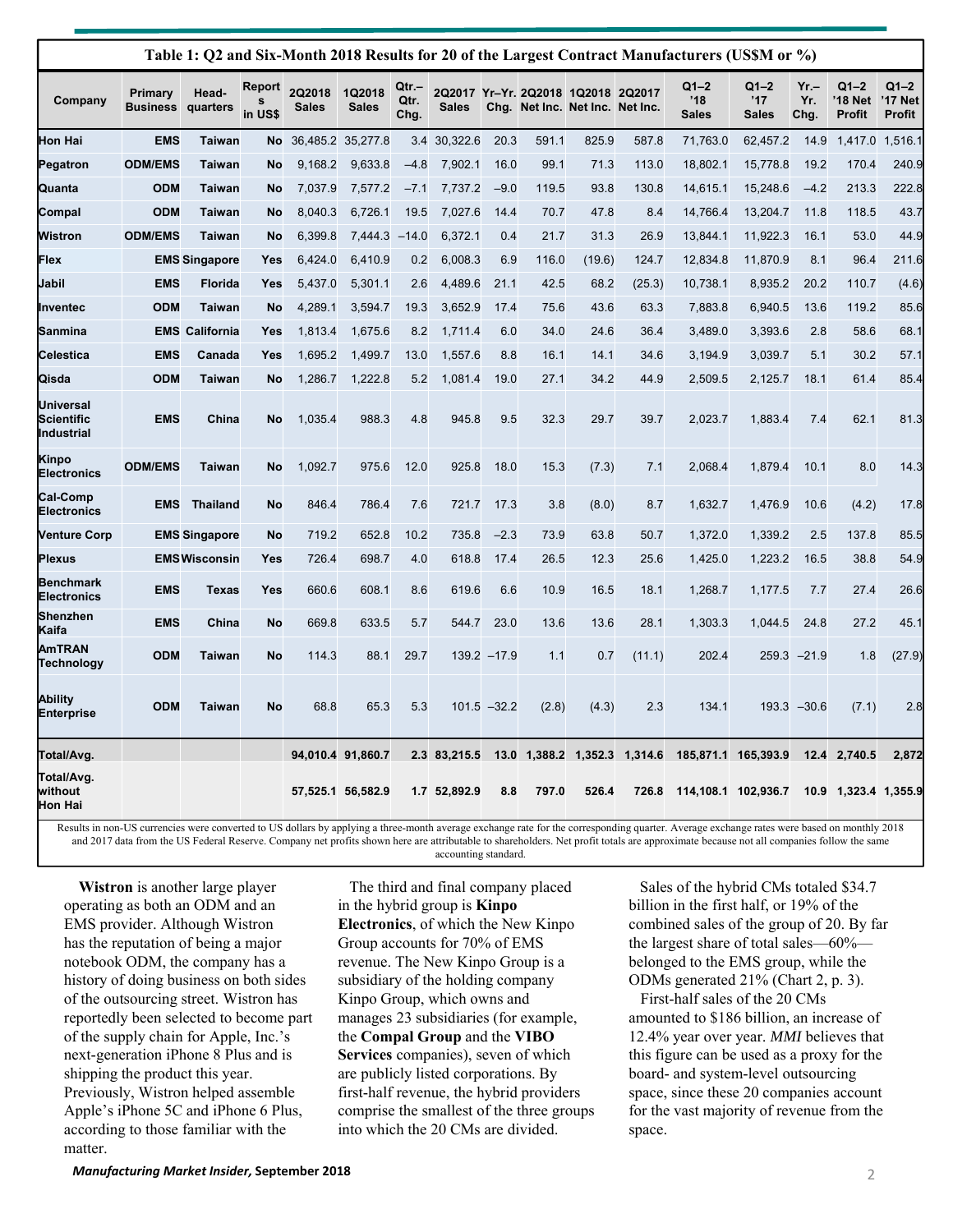**Table 1: Q2 and Six-Month 2018 Results for 20 of the Largest Contract Manufacturers (US$M or %)**

| Company | Primary Business | Head-quarters | Reports in US$ | 2Q2018 Sales | 1Q2018 Sales | Qtr.–Qtr. Chg. | 2Q2017 Sales | Yr–Yr. Chg. | 2Q2018 Net Inc. | 1Q2018 Net Inc. | 2Q2017 Net Inc. | Q1–2 '18 Sales | Q1–2 '17 Sales | Yr.–Yr. Chg. | Q1–2 '18 Net Profit | Q1–2 '17 Net Profit |
|---|---|---|---|---|---|---|---|---|---|---|---|---|---|---|---|---|
| Hon Hai | EMS | Taiwan | No | 36,485.2 | 35,277.8 | 3.4 | 30,322.6 | 20.3 | 591.1 | 825.9 | 587.8 | 71,763.0 | 62,457.2 | 14.9 | 1,417.0 | 1,516.1 |
| Pegatron | ODM/EMS | Taiwan | No | 9,168.2 | 9,633.8 | –4.8 | 7,902.1 | 16.0 | 99.1 | 71.3 | 113.0 | 18,802.1 | 15,778.8 | 19.2 | 170.4 | 240.9 |
| Quanta | ODM | Taiwan | No | 7,037.9 | 7,577.2 | –7.1 | 7,737.2 | –9.0 | 119.5 | 93.8 | 130.8 | 14,615.1 | 15,248.6 | –4.2 | 213.3 | 222.8 |
| Compal | ODM | Taiwan | No | 8,040.3 | 6,726.1 | 19.5 | 7,027.6 | 14.4 | 70.7 | 47.8 | 8.4 | 14,766.4 | 13,204.7 | 11.8 | 118.5 | 43.7 |
| Wistron | ODM/EMS | Taiwan | No | 6,399.8 | 7,444.3 | –14.0 | 6,372.1 | 0.4 | 21.7 | 31.3 | 26.9 | 13,844.1 | 11,922.3 | 16.1 | 53.0 | 44.9 |
| Flex | EMS | Singapore | Yes | 6,424.0 | 6,410.9 | 0.2 | 6,008.3 | 6.9 | 116.0 | (19.6) | 124.7 | 12,834.8 | 11,870.9 | 8.1 | 96.4 | 211.6 |
| Jabil | EMS | Florida | Yes | 5,437.0 | 5,301.1 | 2.6 | 4,489.6 | 21.1 | 42.5 | 68.2 | (25.3) | 10,738.1 | 8,935.2 | 20.2 | 110.7 | (4.6) |
| Inventec | ODM | Taiwan | No | 4,289.1 | 3,594.7 | 19.3 | 3,652.9 | 17.4 | 75.6 | 43.6 | 63.3 | 7,883.8 | 6,940.5 | 13.6 | 119.2 | 85.6 |
| Sanmina | EMS | California | Yes | 1,813.4 | 1,675.6 | 8.2 | 1,711.4 | 6.0 | 34.0 | 24.6 | 36.4 | 3,489.0 | 3,393.6 | 2.8 | 58.6 | 68.1 |
| Celestica | EMS | Canada | Yes | 1,695.2 | 1,499.7 | 13.0 | 1,557.6 | 8.8 | 16.1 | 14.1 | 34.6 | 3,194.9 | 3,039.7 | 5.1 | 30.2 | 57.1 |
| Qisda | ODM | Taiwan | No | 1,286.7 | 1,222.8 | 5.2 | 1,081.4 | 19.0 | 27.1 | 34.2 | 44.9 | 2,509.5 | 2,125.7 | 18.1 | 61.4 | 85.4 |
| Universal Scientific Industrial | EMS | China | No | 1,035.4 | 988.3 | 4.8 | 945.8 | 9.5 | 32.3 | 29.7 | 39.7 | 2,023.7 | 1,883.4 | 7.4 | 62.1 | 81.3 |
| Kinpo Electronics | ODM/EMS | Taiwan | No | 1,092.7 | 975.6 | 12.0 | 925.8 | 18.0 | 15.3 | (7.3) | 7.1 | 2,068.4 | 1,879.4 | 10.1 | 8.0 | 14.3 |
| Cal-Comp Electronics | EMS | Thailand | No | 846.4 | 786.4 | 7.6 | 721.7 | 17.3 | 3.8 | (8.0) | 8.7 | 1,632.7 | 1,476.9 | 10.6 | (4.2) | 17.8 |
| Venture Corp | EMS | Singapore | No | 719.2 | 652.8 | 10.2 | 735.8 | –2.3 | 73.9 | 63.8 | 50.7 | 1,372.0 | 1,339.2 | 2.5 | 137.8 | 85.5 |
| Plexus | EMS | Wisconsin | Yes | 726.4 | 698.7 | 4.0 | 618.8 | 17.4 | 26.5 | 12.3 | 25.6 | 1,425.0 | 1,223.2 | 16.5 | 38.8 | 54.9 |
| Benchmark Electronics | EMS | Texas | Yes | 660.6 | 608.1 | 8.6 | 619.6 | 6.6 | 10.9 | 16.5 | 18.1 | 1,268.7 | 1,177.5 | 7.7 | 27.4 | 26.6 |
| Shenzhen Kaifa | EMS | China | No | 669.8 | 633.5 | 5.7 | 544.7 | 23.0 | 13.6 | 13.6 | 28.1 | 1,303.3 | 1,044.5 | 24.8 | 27.2 | 45.1 |
| AmTRAN Technology | ODM | Taiwan | No | 114.3 | 88.1 | 29.7 | 139.2 | –17.9 | 1.1 | 0.7 | (11.1) | 202.4 | 259.3 | –21.9 | 1.8 | (27.9) |
| Ability Enterprise | ODM | Taiwan | No | 68.8 | 65.3 | 5.3 | 101.5 | –32.2 | (2.8) | (4.3) | 2.3 | 134.1 | 193.3 | –30.6 | (7.1) | 2.8 |
| Total/Avg. | | | | 94,010.4 | 91,860.7 | 2.3 | 83,215.5 | 13.0 | 1,388.2 | 1,352.3 | 1,314.6 | 185,871.1 | 165,393.9 | 12.4 | 2,740.5 | 2,872 |
| Total/Avg. without Hon Hai | | | | 57,525.1 | 56,582.9 | 1.7 | 52,892.9 | 8.8 | 797.0 | 526.4 | 726.8 | 114,108.1 | 102,936.7 | 10.9 | 1,323.4 | 1,355.9 |

Results in non-US currencies were converted to US dollars by applying a three-month average exchange rate for the corresponding quarter. Average exchange rates were based on monthly 2018 and 2017 data from the US Federal Reserve. Company net profits shown here are attributable to shareholders. Net profit totals are approximate because not all companies follow the same accounting standard.

**Wistron** is another large player operating as both an ODM and an EMS provider. Although Wistron has the reputation of being a major notebook ODM, the company has a history of doing business on both sides of the outsourcing street. Wistron has reportedly been selected to become part of the supply chain for Apple, Inc.'s next-generation iPhone 8 Plus and is shipping the product this year. Previously, Wistron helped assemble Apple's iPhone 5C and iPhone 6 Plus, according to those familiar with the matter.

The third and final company placed in the hybrid group is **Kinpo Electronics**, of which the New Kinpo Group accounts for 70% of EMS revenue. The New Kinpo Group is a subsidiary of the holding company Kinpo Group, which owns and manages 23 subsidiaries (for example, the **Compal Group** and the **VIBO Services** companies), seven of which are publicly listed corporations. By first-half revenue, the hybrid providers comprise the smallest of the three groups into which the 20 CMs are divided.

Sales of the hybrid CMs totaled $34.7 billion in the first half, or 19% of the combined sales of the group of 20. By far the largest share of total sales—60%—belonged to the EMS group, while the ODMs generated 21% (Chart 2, p. 3).

First-half sales of the 20 CMs amounted to $186 billion, an increase of 12.4% year over year. *MMI* believes that this figure can be used as a proxy for the board- and system-level outsourcing space, since these 20 companies account for the vast majority of revenue from the space.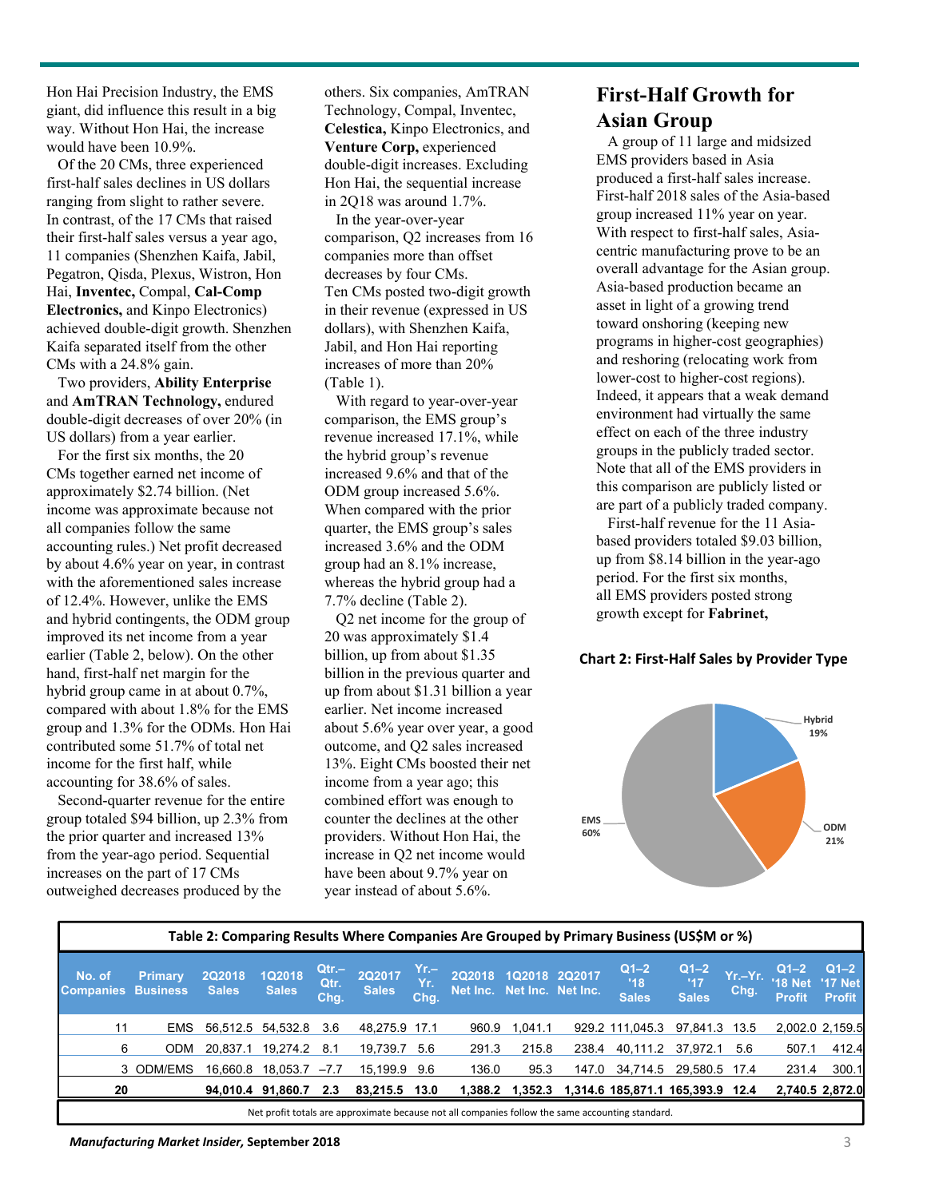Hon Hai Precision Industry, the EMS giant, did influence this result in a big way. Without Hon Hai, the increase would have been 10.9%.

Of the 20 CMs, three experienced first-half sales declines in US dollars ranging from slight to rather severe. In contrast, of the 17 CMs that raised their first-half sales versus a year ago, 11 companies (Shenzhen Kaifa, Jabil, Pegatron, Qisda, Plexus, Wistron, Hon Hai, **Inventec,** Compal, **Cal-Comp Electronics,** and Kinpo Electronics) achieved double-digit growth. Shenzhen Kaifa separated itself from the other CMs with a 24.8% gain.

Two providers, **Ability Enterprise** and **AmTRAN Technology,** endured double-digit decreases of over 20% (in US dollars) from a year earlier.

For the first six months, the 20 CMs together earned net income of approximately $2.74 billion. (Net income was approximate because not all companies follow the same accounting rules.) Net profit decreased by about 4.6% year on year, in contrast with the aforementioned sales increase of 12.4%. However, unlike the EMS and hybrid contingents, the ODM group improved its net income from a year earlier (Table 2, below). On the other hand, first-half net margin for the hybrid group came in at about 0.7%, compared with about 1.8% for the EMS group and 1.3% for the ODMs. Hon Hai contributed some 51.7% of total net income for the first half, while accounting for 38.6% of sales.

Second-quarter revenue for the entire group totaled $94 billion, up 2.3% from the prior quarter and increased 13% from the year-ago period. Sequential increases on the part of 17 CMs outweighed decreases produced by the others. Six companies, AmTRAN Technology, Compal, Inventec, **Celestica,** Kinpo Electronics, and **Venture Corp,** experienced double-digit increases. Excluding Hon Hai, the sequential increase in 2Q18 was around 1.7%.

In the year-over-year comparison, Q2 increases from 16 companies more than offset decreases by four CMs. Ten CMs posted two-digit growth in their revenue (expressed in US dollars), with Shenzhen Kaifa, Jabil, and Hon Hai reporting increases of more than 20% (Table 1).

With regard to year-over-year comparison, the EMS group's revenue increased 17.1%, while the hybrid group's revenue increased 9.6% and that of the ODM group increased 5.6%. When compared with the prior quarter, the EMS group's sales increased 3.6% and the ODM group had an 8.1% increase, whereas the hybrid group had a 7.7% decline (Table 2).

Q2 net income for the group of 20 was approximately $1.4 billion, up from about $1.35 billion in the previous quarter and up from about $1.31 billion a year earlier. Net income increased about 5.6% year over year, a good outcome, and Q2 sales increased 13%. Eight CMs boosted their net income from a year ago; this combined effort was enough to counter the declines at the other providers. Without Hon Hai, the increase in Q2 net income would have been about 9.7% year on year instead of about 5.6%.

## First-Half Growth for Asian Group

A group of 11 large and midsized EMS providers based in Asia produced a first-half sales increase. First-half 2018 sales of the Asia-based group increased 11% year on year. With respect to first-half sales, Asia-centric manufacturing prove to be an overall advantage for the Asian group. Asia-based production became an asset in light of a growing trend toward onshoring (keeping new programs in higher-cost geographies) and reshoring (relocating work from lower-cost to higher-cost regions). Indeed, it appears that a weak demand environment had virtually the same effect on each of the three industry groups in the publicly traded sector. Note that all of the EMS providers in this comparison are publicly listed or are part of a publicly traded company.

First-half revenue for the 11 Asia-based providers totaled $9.03 billion, up from $8.14 billion in the year-ago period. For the first six months, all EMS providers posted strong growth except for **Fabrinet,**

**Chart 2: First-Half Sales by Provider Type**

Hybrid 19%
ODM 21%
EMS 60%

**Table 2: Comparing Results Where Companies Are Grouped by Primary Business (US$M or %)**

| No. of Companies | Primary Business | 2Q2018 Sales | 1Q2018 Sales | Qtr.–Qtr. Chg. | 2Q2017 Sales | Yr.–Yr. Chg. | 2Q2018 Net Inc. | 1Q2018 Net Inc. | 2Q2017 Net Inc. | Q1–2 '18 Sales | Q1–2 '17 Sales | Yr.–Yr. Chg. | Q1–2 '18 Net Profit | Q1–2 '17 Net Profit |
|---|---|---|---|---|---|---|---|---|---|---|---|---|---|---|
| 11 | EMS | 56,512.5 | 54,532.8 | 3.6 | 48,275.9 | 17.1 | 960.9 | 1,041.1 | 929.2 | 111,045.3 | 97,841.3 | 13.5 | 2,002.0 | 2,159.5 |
| 6 | ODM | 20,837.1 | 19,274.2 | 8.1 | 19,739.7 | 5.6 | 291.3 | 215.8 | 238.4 | 40,111.2 | 37,972.1 | 5.6 | 507.1 | 412.4 |
| 3 | ODM/EMS | 16,660.8 | 18,053.7 | –7.7 | 15,199.9 | 9.6 | 136.0 | 95.3 | 147.0 | 34,714.5 | 29,580.5 | 17.4 | 231.4 | 300.1 |
| **20** | | **94,010.4** | **91,860.7** | **2.3** | **83,215.5** | **13.0** | **1,388.2** | **1,352.3** | **1,314.6** | **185,871.1** | **165,393.9** | **12.4** | **2,740.5** | **2,872.0** |

Net profit totals are approximate because not all companies follow the same accounting standard.

*Manufacturing Market Insider,* September 2018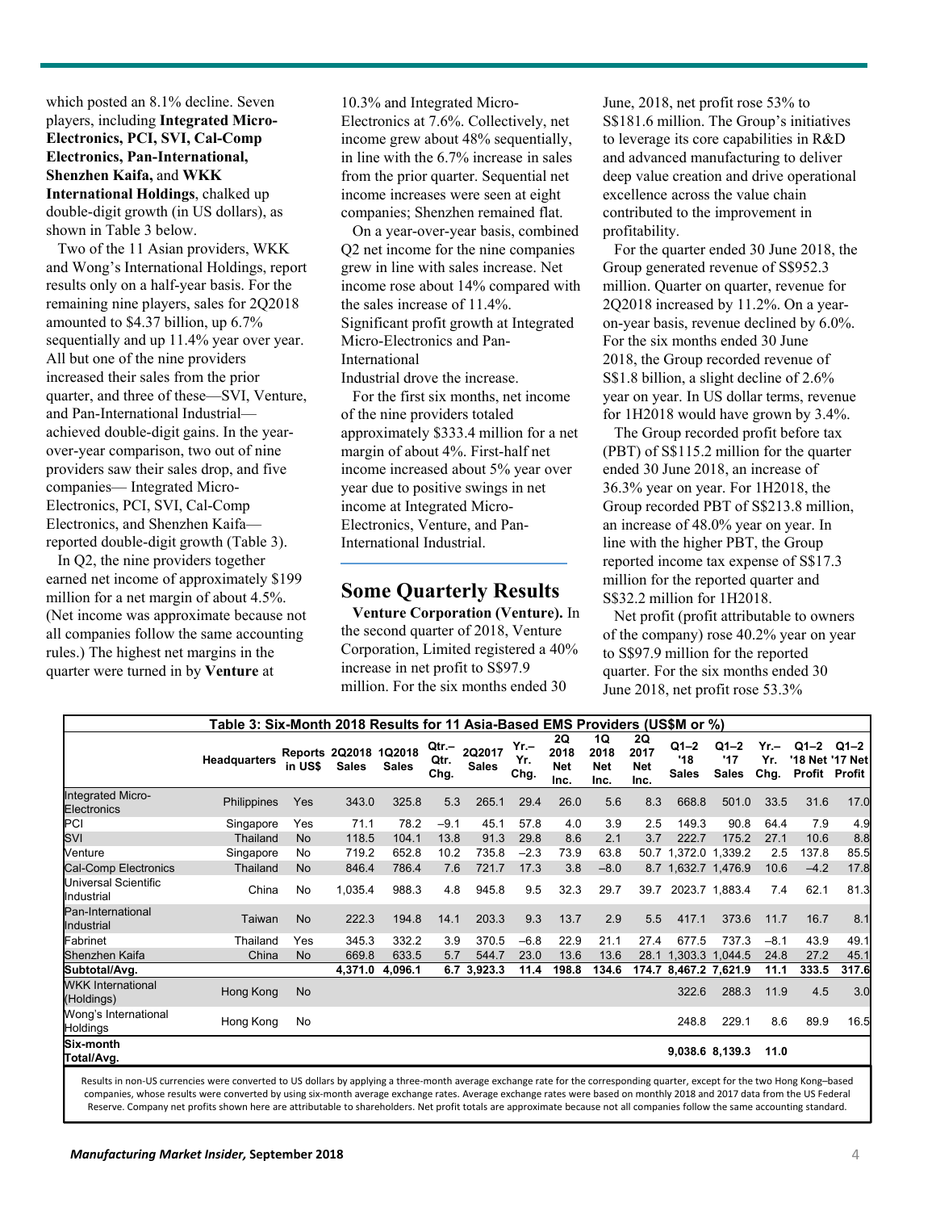which posted an 8.1% decline. Seven players, including **Integrated Micro-Electronics, PCI, SVI, Cal-Comp Electronics, Pan-International, Shenzhen Kaifa,** and **WKK International Holdings**, chalked up double-digit growth (in US dollars), as shown in Table 3 below.

Two of the 11 Asian providers, WKK and Wong's International Holdings, report results only on a half-year basis. For the remaining nine players, sales for 2Q2018 amounted to $4.37 billion, up 6.7% sequentially and up 11.4% year over year. All but one of the nine providers increased their sales from the prior quarter, and three of these—SVI, Venture, and Pan-International Industrial—achieved double-digit gains. In the year-over-year comparison, two out of nine providers saw their sales drop, and five companies— Integrated Micro-Electronics, PCI, SVI, Cal-Comp Electronics, and Shenzhen Kaifa—reported double-digit growth (Table 3).

In Q2, the nine providers together earned net income of approximately $199 million for a net margin of about 4.5%. (Net income was approximate because not all companies follow the same accounting rules.) The highest net margins in the quarter were turned in by **Venture** at 10.3% and Integrated Micro-Electronics at 7.6%. Collectively, net income grew about 48% sequentially, in line with the 6.7% increase in sales from the prior quarter. Sequential net income increases were seen at eight companies; Shenzhen remained flat.

On a year-over-year basis, combined Q2 net income for the nine companies grew in line with sales increase. Net income rose about 14% compared with the sales increase of 11.4%. Significant profit growth at Integrated Micro-Electronics and Pan-International Industrial drove the increase.

For the first six months, net income of the nine providers totaled approximately $333.4 million for a net margin of about 4%. First-half net income increased about 5% year over year due to positive swings in net income at Integrated Micro-Electronics, Venture, and Pan-International Industrial.

## Some Quarterly Results

**Venture Corporation (Venture).** In the second quarter of 2018, Venture Corporation, Limited registered a 40% increase in net profit to S$97.9 million. For the six months ended 30 June, 2018, net profit rose 53% to S$181.6 million. The Group's initiatives to leverage its core capabilities in R&D and advanced manufacturing to deliver deep value creation and drive operational excellence across the value chain contributed to the improvement in profitability.

For the quarter ended 30 June 2018, the Group generated revenue of S$952.3 million. Quarter on quarter, revenue for 2Q2018 increased by 11.2%. On a year-on-year basis, revenue declined by 6.0%. For the six months ended 30 June 2018, the Group recorded revenue of S$1.8 billion, a slight decline of 2.6% year on year. In US dollar terms, revenue for 1H2018 would have grown by 3.4%.

The Group recorded profit before tax (PBT) of S$115.2 million for the quarter ended 30 June 2018, an increase of 36.3% year on year. For 1H2018, the Group recorded PBT of S$213.8 million, an increase of 48.0% year on year. In line with the higher PBT, the Group reported income tax expense of S$17.3 million for the reported quarter and S$32.2 million for 1H2018.

Net profit (profit attributable to owners of the company) rose 40.2% year on year to S$97.9 million for the reported quarter. For the six months ended 30 June 2018, net profit rose 53.3%

**Table 3: Six-Month 2018 Results for 11 Asia-Based EMS Providers (US$M or %)**

| | Headquarters | Reports in US$ | 2Q2018 Sales | 1Q2018 Sales | Qtr.–Qtr. Chg. | 2Q2017 Sales | Yr.–Yr. Chg. | 2Q 2018 Net Inc. | 1Q 2018 Net Inc. | 2Q 2017 Net Inc. | Q1–2 '18 Sales | Q1–2 '17 Sales | Yr.–Yr. Chg. | Q1–2 '18 Net Profit | Q1–2 '17 Net Profit |
|---|---|---|---|---|---|---|---|---|---|---|---|---|---|---|---|
| Integrated Micro-Electronics | Philippines | Yes | 343.0 | 325.8 | 5.3 | 265.1 | 29.4 | 26.0 | 5.6 | 8.3 | 668.8 | 501.0 | 33.5 | 31.6 | 17.0 |
| PCI | Singapore | Yes | 71.1 | 78.2 | −9.1 | 45.1 | 57.8 | 4.0 | 3.9 | 2.5 | 149.3 | 90.8 | 64.4 | 7.9 | 4.9 |
| SVI | Thailand | No | 118.5 | 104.1 | 13.8 | 91.3 | 29.8 | 8.6 | 2.1 | 3.7 | 222.7 | 175.2 | 27.1 | 10.6 | 8.8 |
| Venture | Singapore | No | 719.2 | 652.8 | 10.2 | 735.8 | −2.3 | 73.9 | 63.8 | 50.7 | 1,372.0 | 1,339.2 | 2.5 | 137.8 | 85.5 |
| Cal-Comp Electronics | Thailand | No | 846.4 | 786.4 | 7.6 | 721.7 | 17.3 | 3.8 | −8.0 | 8.7 | 1,632.7 | 1,476.9 | 10.6 | −4.2 | 17.8 |
| Universal Scientific Industrial | China | No | 1,035.4 | 988.3 | 4.8 | 945.8 | 9.5 | 32.3 | 29.7 | 39.7 | 2023.7 | 1,883.4 | 7.4 | 62.1 | 81.3 |
| Pan-International Industrial | Taiwan | No | 222.3 | 194.8 | 14.1 | 203.3 | 9.3 | 13.7 | 2.9 | 5.5 | 417.1 | 373.6 | 11.7 | 16.7 | 8.1 |
| Fabrinet | Thailand | Yes | 345.3 | 332.2 | 3.9 | 370.5 | −6.8 | 22.9 | 21.1 | 27.4 | 677.5 | 737.3 | −8.1 | 43.9 | 49.1 |
| Shenzhen Kaifa | China | No | 669.8 | 633.5 | 5.7 | 544.7 | 23.0 | 13.6 | 13.6 | 28.1 | 1,303.3 | 1,044.5 | 24.8 | 27.2 | 45.1 |
| **Subtotal/Avg.** | | | **4,371.0** | **4,096.1** | **6.7** | **3,923.3** | **11.4** | **198.8** | **134.6** | **174.7** | **8,467.2** | **7,621.9** | **11.1** | **333.5** | **317.6** |
| WKK International (Holdings) | Hong Kong | No | | | | | | | | | 322.6 | 288.3 | 11.9 | 4.5 | 3.0 |
| Wong's International Holdings | Hong Kong | No | | | | | | | | | 248.8 | 229.1 | 8.6 | 89.9 | 16.5 |
| **Six-month Total/Avg.** | | | | | | | | | | | **9,038.6** | **8,139.3** | **11.0** | | |

Results in non-US currencies were converted to US dollars by applying a three-month average exchange rate for the corresponding quarter, except for the two Hong Kong–based companies, whose results were converted by using six-month average exchange rates. Average exchange rates were based on monthly 2018 and 2017 data from the US Federal Reserve. Company net profits shown here are attributable to shareholders. Net profit totals are approximate because not all companies follow the same accounting standard.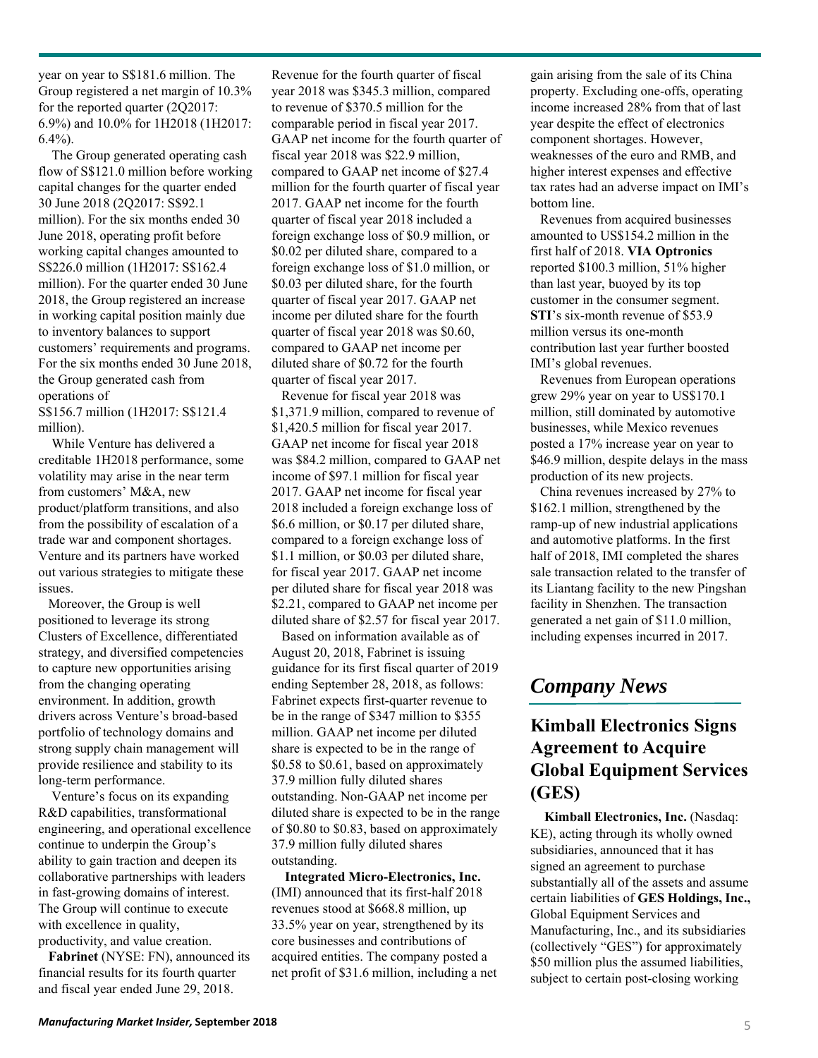year on year to S$181.6 million. The Group registered a net margin of 10.3% for the reported quarter (2Q2017: 6.9%) and 10.0% for 1H2018 (1H2017: 6.4%).

The Group generated operating cash flow of S$121.0 million before working capital changes for the quarter ended 30 June 2018 (2Q2017: S$92.1 million). For the six months ended 30 June 2018, operating profit before working capital changes amounted to S$226.0 million (1H2017: S$162.4 million). For the quarter ended 30 June 2018, the Group registered an increase in working capital position mainly due to inventory balances to support customers' requirements and programs. For the six months ended 30 June 2018, the Group generated cash from operations of S$156.7 million (1H2017: S$121.4 million).

While Venture has delivered a creditable 1H2018 performance, some volatility may arise in the near term from customers' M&A, new product/platform transitions, and also from the possibility of escalation of a trade war and component shortages. Venture and its partners have worked out various strategies to mitigate these issues.

Moreover, the Group is well positioned to leverage its strong Clusters of Excellence, differentiated strategy, and diversified competencies to capture new opportunities arising from the changing operating environment. In addition, growth drivers across Venture's broad-based portfolio of technology domains and strong supply chain management will provide resilience and stability to its long-term performance.

Venture's focus on its expanding R&D capabilities, transformational engineering, and operational excellence continue to underpin the Group's ability to gain traction and deepen its collaborative partnerships with leaders in fast-growing domains of interest. The Group will continue to execute with excellence in quality, productivity, and value creation.

**Fabrinet** (NYSE: FN), announced its financial results for its fourth quarter and fiscal year ended June 29, 2018. Revenue for the fourth quarter of fiscal year 2018 was $345.3 million, compared to revenue of $370.5 million for the comparable period in fiscal year 2017. GAAP net income for the fourth quarter of fiscal year 2018 was $22.9 million, compared to GAAP net income of $27.4 million for the fourth quarter of fiscal year 2017. GAAP net income for the fourth quarter of fiscal year 2018 included a foreign exchange loss of $0.9 million, or $0.02 per diluted share, compared to a foreign exchange loss of $1.0 million, or $0.03 per diluted share, for the fourth quarter of fiscal year 2017. GAAP net income per diluted share for the fourth quarter of fiscal year 2018 was $0.60, compared to GAAP net income per diluted share of $0.72 for the fourth quarter of fiscal year 2017.

Revenue for fiscal year 2018 was $1,371.9 million, compared to revenue of $1,420.5 million for fiscal year 2017. GAAP net income for fiscal year 2018 was $84.2 million, compared to GAAP net income of $97.1 million for fiscal year 2017. GAAP net income for fiscal year 2018 included a foreign exchange loss of $6.6 million, or $0.17 per diluted share, compared to a foreign exchange loss of $1.1 million, or $0.03 per diluted share, for fiscal year 2017. GAAP net income per diluted share for fiscal year 2018 was $2.21, compared to GAAP net income per diluted share of $2.57 for fiscal year 2017.

Based on information available as of August 20, 2018, Fabrinet is issuing guidance for its first fiscal quarter of 2019 ending September 28, 2018, as follows: Fabrinet expects first-quarter revenue to be in the range of $347 million to $355 million. GAAP net income per diluted share is expected to be in the range of $0.58 to $0.61, based on approximately 37.9 million fully diluted shares outstanding. Non-GAAP net income per diluted share is expected to be in the range of $0.80 to $0.83, based on approximately 37.9 million fully diluted shares outstanding.

**Integrated Micro-Electronics, Inc.** (IMI) announced that its first-half 2018 revenues stood at $668.8 million, up 33.5% year on year, strengthened by its core businesses and contributions of acquired entities. The company posted a net profit of $31.6 million, including a net gain arising from the sale of its China property. Excluding one-offs, operating income increased 28% from that of last year despite the effect of electronics component shortages. However, weaknesses of the euro and RMB, and higher interest expenses and effective tax rates had an adverse impact on IMI's bottom line.

Revenues from acquired businesses amounted to US$154.2 million in the first half of 2018. **VIA Optronics** reported $100.3 million, 51% higher than last year, buoyed by its top customer in the consumer segment. **STI**'s six-month revenue of $53.9 million versus its one-month contribution last year further boosted IMI's global revenues.

Revenues from European operations grew 29% year on year to US$170.1 million, still dominated by automotive businesses, while Mexico revenues posted a 17% increase year on year to $46.9 million, despite delays in the mass production of its new projects.

China revenues increased by 27% to $162.1 million, strengthened by the ramp-up of new industrial applications and automotive platforms. In the first half of 2018, IMI completed the shares sale transaction related to the transfer of its Liantang facility to the new Pingshan facility in Shenzhen. The transaction generated a net gain of $11.0 million, including expenses incurred in 2017.

## *Company News*

### Kimball Electronics Signs Agreement to Acquire Global Equipment Services (GES)

**Kimball Electronics, Inc.** (Nasdaq: KE), acting through its wholly owned subsidiaries, announced that it has signed an agreement to purchase substantially all of the assets and assume certain liabilities of **GES Holdings, Inc.,** Global Equipment Services and Manufacturing, Inc., and its subsidiaries (collectively "GES") for approximately $50 million plus the assumed liabilities, subject to certain post-closing working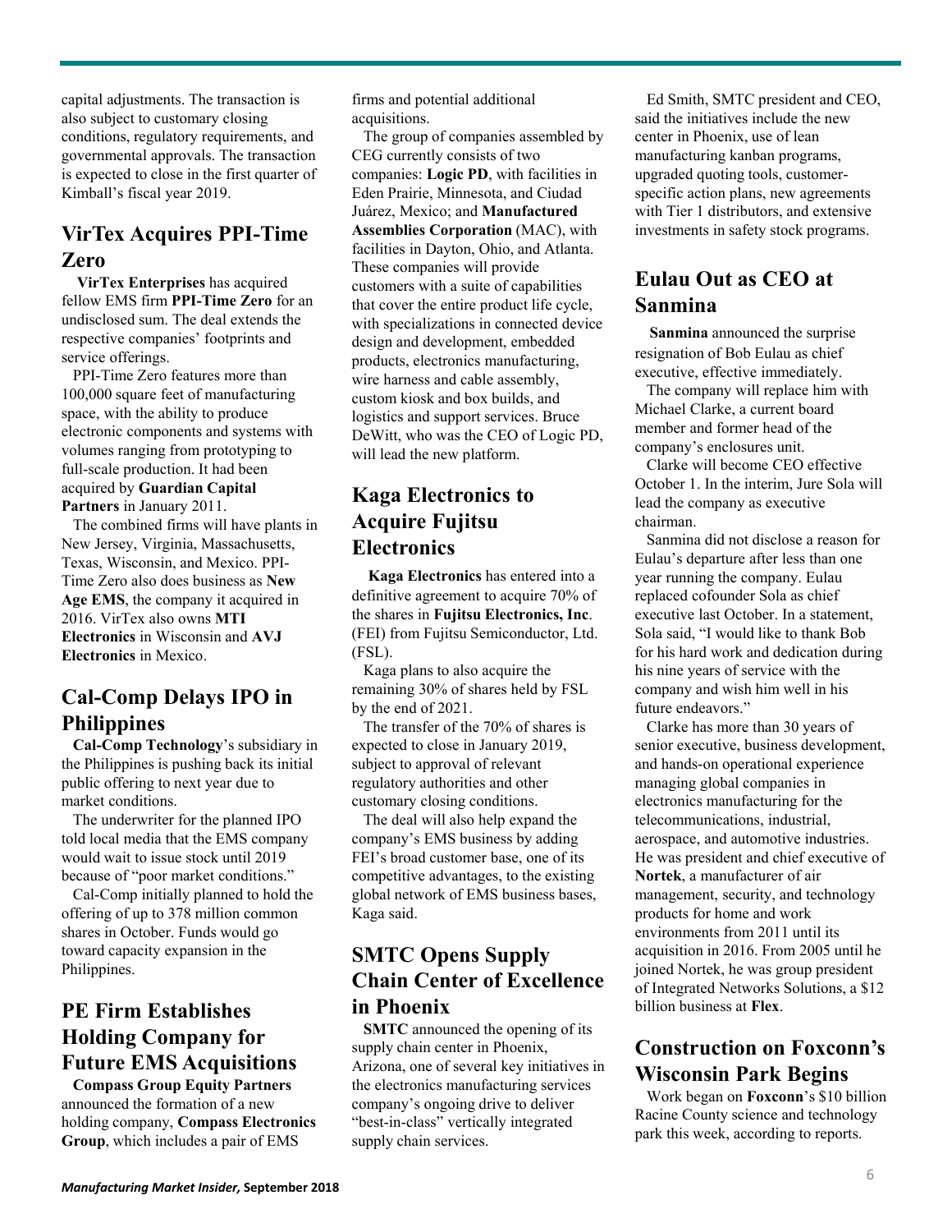capital adjustments. The transaction is also subject to customary closing conditions, regulatory requirements, and governmental approvals. The transaction is expected to close in the first quarter of Kimball's fiscal year 2019.

## VirTex Acquires PPI-Time Zero

**VirTex Enterprises** has acquired fellow EMS firm **PPI-Time Zero** for an undisclosed sum. The deal extends the respective companies' footprints and service offerings.

PPI-Time Zero features more than 100,000 square feet of manufacturing space, with the ability to produce electronic components and systems with volumes ranging from prototyping to full-scale production. It had been acquired by **Guardian Capital Partners** in January 2011.

The combined firms will have plants in New Jersey, Virginia, Massachusetts, Texas, Wisconsin, and Mexico. PPI-Time Zero also does business as **New Age EMS**, the company it acquired in 2016. VirTex also owns **MTI Electronics** in Wisconsin and **AVJ Electronics** in Mexico.

## Cal-Comp Delays IPO in Philippines

**Cal-Comp Technology**'s subsidiary in the Philippines is pushing back its initial public offering to next year due to market conditions.

The underwriter for the planned IPO told local media that the EMS company would wait to issue stock until 2019 because of "poor market conditions."

Cal-Comp initially planned to hold the offering of up to 378 million common shares in October. Funds would go toward capacity expansion in the Philippines.

## PE Firm Establishes Holding Company for Future EMS Acquisitions

**Compass Group Equity Partners** announced the formation of a new holding company, **Compass Electronics Group**, which includes a pair of EMS firms and potential additional acquisitions.

The group of companies assembled by CEG currently consists of two companies: **Logic PD**, with facilities in Eden Prairie, Minnesota, and Ciudad Juárez, Mexico; and **Manufactured Assemblies Corporation** (MAC), with facilities in Dayton, Ohio, and Atlanta. These companies will provide customers with a suite of capabilities that cover the entire product life cycle, with specializations in connected device design and development, embedded products, electronics manufacturing, wire harness and cable assembly, custom kiosk and box builds, and logistics and support services. Bruce DeWitt, who was the CEO of Logic PD, will lead the new platform.

## Kaga Electronics to Acquire Fujitsu Electronics

**Kaga Electronics** has entered into a definitive agreement to acquire 70% of the shares in **Fujitsu Electronics, Inc**. (FEI) from Fujitsu Semiconductor, Ltd. (FSL).

Kaga plans to also acquire the remaining 30% of shares held by FSL by the end of 2021.

The transfer of the 70% of shares is expected to close in January 2019, subject to approval of relevant regulatory authorities and other customary closing conditions.

The deal will also help expand the company's EMS business by adding FEI's broad customer base, one of its competitive advantages, to the existing global network of EMS business bases, Kaga said.

## SMTC Opens Supply Chain Center of Excellence in Phoenix

**SMTC** announced the opening of its supply chain center in Phoenix, Arizona, one of several key initiatives in the electronics manufacturing services company's ongoing drive to deliver "best-in-class" vertically integrated supply chain services.

Ed Smith, SMTC president and CEO, said the initiatives include the new center in Phoenix, use of lean manufacturing kanban programs, upgraded quoting tools, customer-specific action plans, new agreements with Tier 1 distributors, and extensive investments in safety stock programs.

## Eulau Out as CEO at Sanmina

**Sanmina** announced the surprise resignation of Bob Eulau as chief executive, effective immediately.

The company will replace him with Michael Clarke, a current board member and former head of the company's enclosures unit.

Clarke will become CEO effective October 1. In the interim, Jure Sola will lead the company as executive chairman.

Sanmina did not disclose a reason for Eulau's departure after less than one year running the company. Eulau replaced cofounder Sola as chief executive last October. In a statement, Sola said, "I would like to thank Bob for his hard work and dedication during his nine years of service with the company and wish him well in his future endeavors."

Clarke has more than 30 years of senior executive, business development, and hands-on operational experience managing global companies in electronics manufacturing for the telecommunications, industrial, aerospace, and automotive industries. He was president and chief executive of **Nortek**, a manufacturer of air management, security, and technology products for home and work environments from 2011 until its acquisition in 2016. From 2005 until he joined Nortek, he was group president of Integrated Networks Solutions, a $12 billion business at **Flex**.

## Construction on Foxconn's Wisconsin Park Begins

Work began on **Foxconn**'s $10 billion Racine County science and technology park this week, according to reports.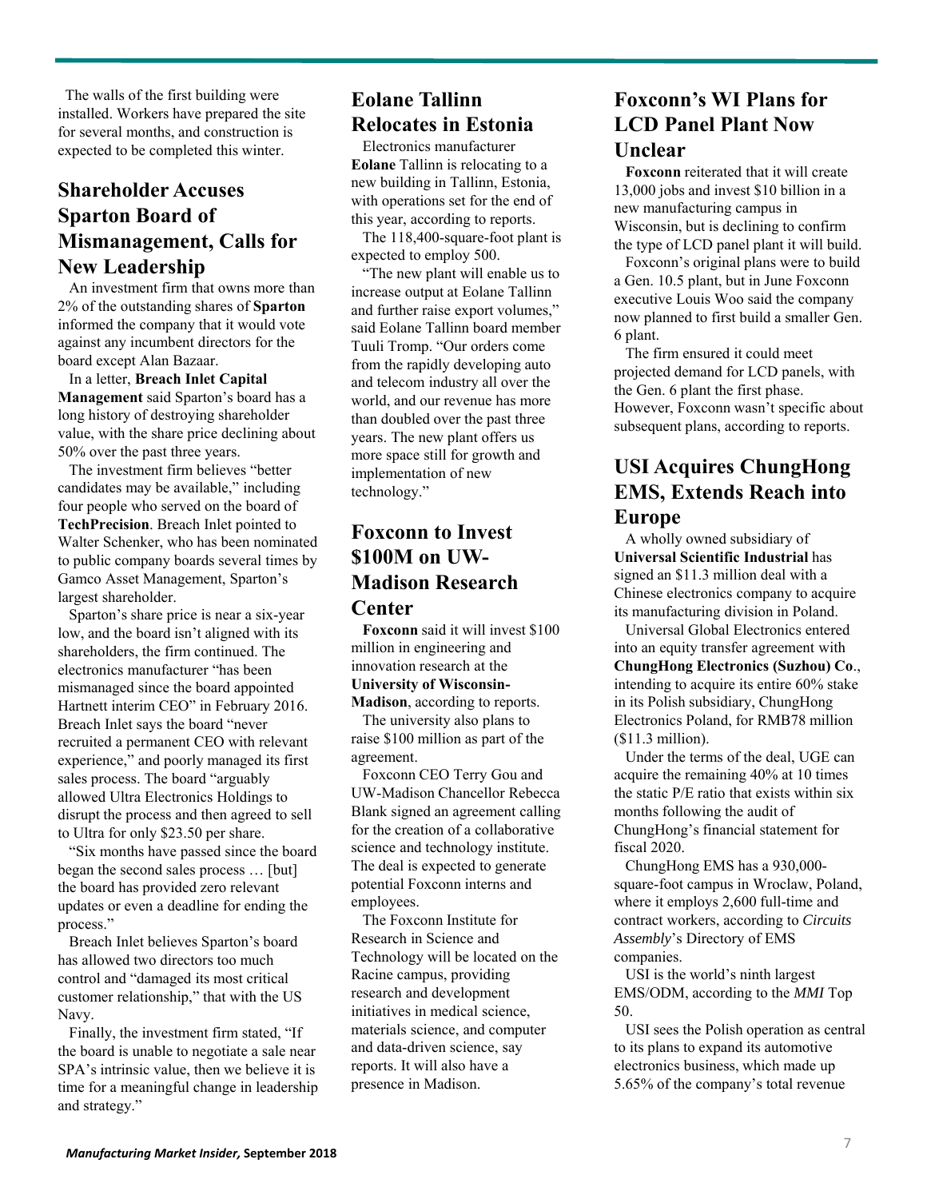The walls of the first building were installed. Workers have prepared the site for several months, and construction is expected to be completed this winter.

## Shareholder Accuses Sparton Board of Mismanagement, Calls for New Leadership

An investment firm that owns more than 2% of the outstanding shares of **Sparton** informed the company that it would vote against any incumbent directors for the board except Alan Bazaar.

In a letter, **Breach Inlet Capital Management** said Sparton's board has a long history of destroying shareholder value, with the share price declining about 50% over the past three years.

The investment firm believes "better candidates may be available," including four people who served on the board of **TechPrecision**. Breach Inlet pointed to Walter Schenker, who has been nominated to public company boards several times by Gamco Asset Management, Sparton's largest shareholder.

Sparton's share price is near a six-year low, and the board isn't aligned with its shareholders, the firm continued. The electronics manufacturer "has been mismanaged since the board appointed Hartnett interim CEO" in February 2016. Breach Inlet says the board "never recruited a permanent CEO with relevant experience," and poorly managed its first sales process. The board "arguably allowed Ultra Electronics Holdings to disrupt the process and then agreed to sell to Ultra for only $23.50 per share.

"Six months have passed since the board began the second sales process … [but] the board has provided zero relevant updates or even a deadline for ending the process."

Breach Inlet believes Sparton's board has allowed two directors too much control and "damaged its most critical customer relationship," that with the US Navy.

Finally, the investment firm stated, "If the board is unable to negotiate a sale near SPA's intrinsic value, then we believe it is time for a meaningful change in leadership and strategy."

## Eolane Tallinn Relocates in Estonia

Electronics manufacturer **Eolane** Tallinn is relocating to a new building in Tallinn, Estonia, with operations set for the end of this year, according to reports.

The 118,400-square-foot plant is expected to employ 500.

"The new plant will enable us to increase output at Eolane Tallinn and further raise export volumes," said Eolane Tallinn board member Tuuli Tromp. "Our orders come from the rapidly developing auto and telecom industry all over the world, and our revenue has more than doubled over the past three years. The new plant offers us more space still for growth and implementation of new technology."

## Foxconn to Invest $100M on UW-Madison Research Center

**Foxconn** said it will invest $100 million in engineering and innovation research at the **University of Wisconsin-Madison**, according to reports.

The university also plans to raise $100 million as part of the agreement.

Foxconn CEO Terry Gou and UW-Madison Chancellor Rebecca Blank signed an agreement calling for the creation of a collaborative science and technology institute. The deal is expected to generate potential Foxconn interns and employees.

The Foxconn Institute for Research in Science and Technology will be located on the Racine campus, providing research and development initiatives in medical science, materials science, and computer and data-driven science, say reports. It will also have a presence in Madison.

## Foxconn's WI Plans for LCD Panel Plant Now Unclear

**Foxconn** reiterated that it will create 13,000 jobs and invest $10 billion in a new manufacturing campus in Wisconsin, but is declining to confirm the type of LCD panel plant it will build.

Foxconn's original plans were to build a Gen. 10.5 plant, but in June Foxconn executive Louis Woo said the company now planned to first build a smaller Gen. 6 plant.

The firm ensured it could meet projected demand for LCD panels, with the Gen. 6 plant the first phase. However, Foxconn wasn't specific about subsequent plans, according to reports.

## USI Acquires ChungHong EMS, Extends Reach into Europe

A wholly owned subsidiary of **Universal Scientific Industrial** has signed an $11.3 million deal with a Chinese electronics company to acquire its manufacturing division in Poland.

Universal Global Electronics entered into an equity transfer agreement with **ChungHong Electronics (Suzhou) Co**., intending to acquire its entire 60% stake in its Polish subsidiary, ChungHong Electronics Poland, for RMB78 million ($11.3 million).

Under the terms of the deal, UGE can acquire the remaining 40% at 10 times the static P/E ratio that exists within six months following the audit of ChungHong's financial statement for fiscal 2020.

ChungHong EMS has a 930,000-square-foot campus in Wroclaw, Poland, where it employs 2,600 full-time and contract workers, according to *Circuits Assembly*'s Directory of EMS companies.

USI is the world's ninth largest EMS/ODM, according to the *MMI* Top 50.

USI sees the Polish operation as central to its plans to expand its automotive electronics business, which made up 5.65% of the company's total revenue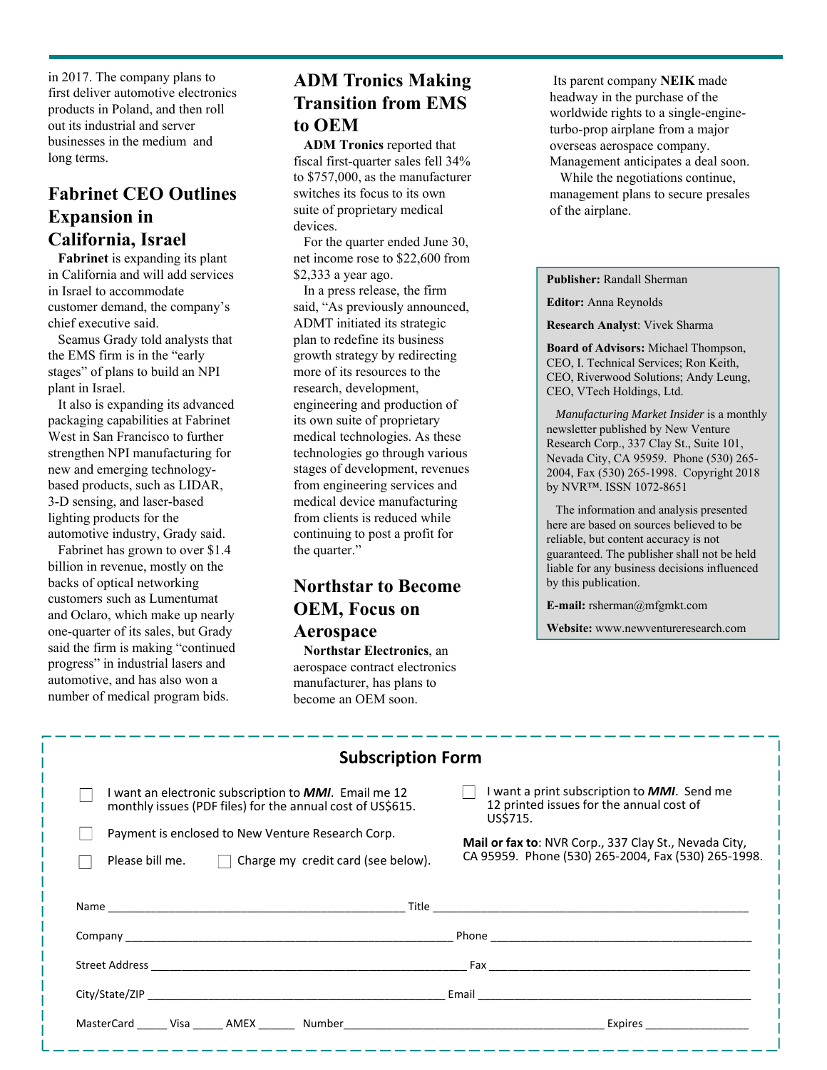in 2017. The company plans to first deliver automotive electronics products in Poland, and then roll out its industrial and server businesses in the medium and long terms.

## Fabrinet CEO Outlines Expansion in California, Israel

**Fabrinet** is expanding its plant in California and will add services in Israel to accommodate customer demand, the company's chief executive said.

Seamus Grady told analysts that the EMS firm is in the "early stages" of plans to build an NPI plant in Israel.

It also is expanding its advanced packaging capabilities at Fabrinet West in San Francisco to further strengthen NPI manufacturing for new and emerging technology-based products, such as LIDAR, 3-D sensing, and laser-based lighting products for the automotive industry, Grady said.

Fabrinet has grown to over $1.4 billion in revenue, mostly on the backs of optical networking customers such as Lumentumat and Oclaro, which make up nearly one-quarter of its sales, but Grady said the firm is making "continued progress" in industrial lasers and automotive, and has also won a number of medical program bids.

## ADM Tronics Making Transition from EMS to OEM

**ADM Tronics** reported that fiscal first-quarter sales fell 34% to $757,000, as the manufacturer switches its focus to its own suite of proprietary medical devices.

For the quarter ended June 30, net income rose to $22,600 from $2,333 a year ago.

In a press release, the firm said, "As previously announced, ADMT initiated its strategic plan to redefine its business growth strategy by redirecting more of its resources to the research, development, engineering and production of its own suite of proprietary medical technologies. As these technologies go through various stages of development, revenues from engineering services and medical device manufacturing from clients is reduced while continuing to post a profit for the quarter."

## Northstar to Become OEM, Focus on Aerospace

**Northstar Electronics**, an aerospace contract electronics manufacturer, has plans to become an OEM soon.

Its parent company **NEIK** made headway in the purchase of the worldwide rights to a single-engine-turbo-prop airplane from a major overseas aerospace company. Management anticipates a deal soon.

While the negotiations continue, management plans to secure presales of the airplane.

**Publisher:** Randall Sherman

**Editor:** Anna Reynolds

**Research Analyst**: Vivek Sharma

**Board of Advisors:** Michael Thompson, CEO, I. Technical Services; Ron Keith, CEO, Riverwood Solutions; Andy Leung, CEO, VTech Holdings, Ltd.

*Manufacturing Market Insider* is a monthly newsletter published by New Venture Research Corp., 337 Clay St., Suite 101, Nevada City, CA 95959. Phone (530) 265-2004, Fax (530) 265-1998. Copyright 2018 by NVR™. ISSN 1072-8651

The information and analysis presented here are based on sources believed to be reliable, but content accuracy is not guaranteed. The publisher shall not be held liable for any business decisions influenced by this publication.

**E-mail:** rsherman@mfgmkt.com

**Website:** www.newventureresearch.com

## Subscription Form

☐ I want an electronic subscription to ***MMI***. Email me 12 monthly issues (PDF files) for the annual cost of US$615.

☐ Payment is enclosed to New Venture Research Corp.

☐ Please bill me. ☐ Charge my credit card (see below).

☐ I want a print subscription to ***MMI***. Send me 12 printed issues for the annual cost of US$715.

**Mail or fax to**: NVR Corp., 337 Clay St., Nevada City, CA 95959. Phone (530) 265-2004, Fax (530) 265-1998.

Name ______________________ Title ______________________

Company ______________________ Phone ______________________

Street Address ______________________ Fax ______________________

City/State/ZIP ______________________ Email ______________________

MasterCard _____ Visa _____ AMEX ______ Number ______________________ Expires ________________